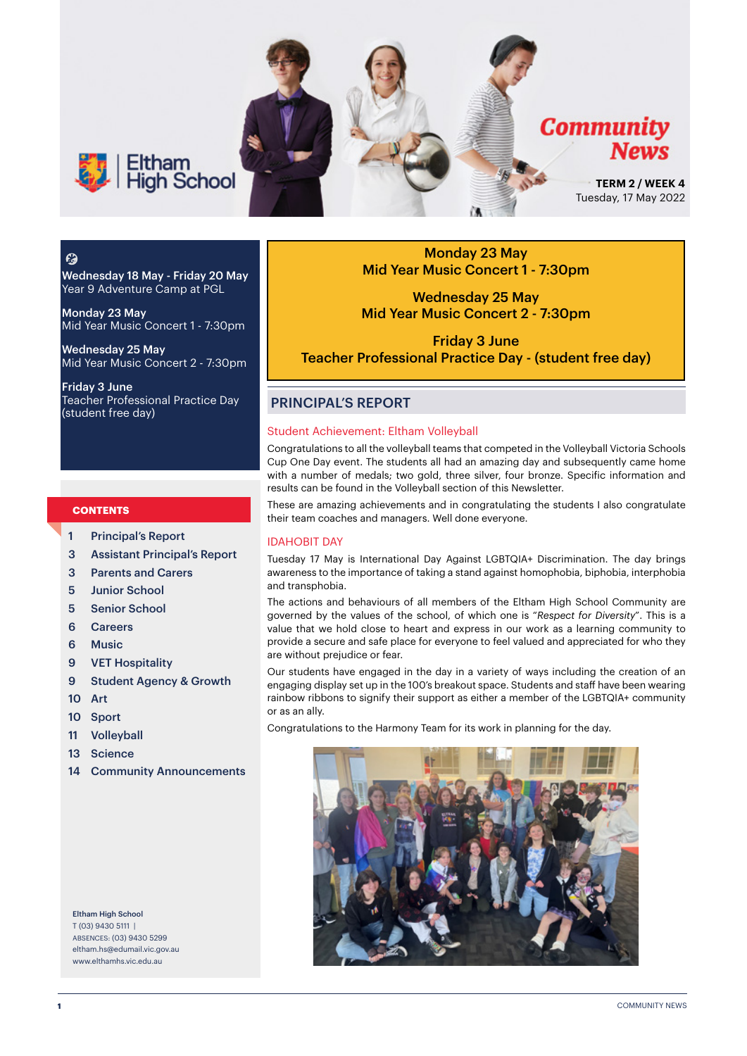# Eltham High School

## Community News

**TERM 2 / WEEK 4**
Tuesday, 17 May 2022

**Wednesday 18 May - Friday 20 May**
Year 9 Adventure Camp at PGL

**Monday 23 May**
Mid Year Music Concert 1 - 7:30pm

**Wednesday 25 May**
Mid Year Music Concert 2 - 7:30pm

**Friday 3 June**
Teacher Professional Practice Day (student free day)

### CONTENTS

- 1 Principal's Report
- 3 Assistant Principal's Report
- 3 Parents and Carers
- 5 Junior School
- 5 Senior School
- 6 Careers
- 6 Music
- 9 VET Hospitality
- 9 Student Agency & Growth
- 10 Art
- 10 Sport
- 11 Volleyball
- 13 Science
- 14 Community Announcements

**Eltham High School**
T (03) 9430 5111 |
ABSENCES: (03) 9430 5299
eltham.hs@edumail.vic.gov.au
www.elthamhs.vic.edu.au

**Monday 23 May**
**Mid Year Music Concert 1 - 7:30pm**

**Wednesday 25 May**
**Mid Year Music Concert 2 - 7:30pm**

**Friday 3 June**
**Teacher Professional Practice Day - (student free day)**

## PRINCIPAL'S REPORT

### Student Achievement: Eltham Volleyball

Congratulations to all the volleyball teams that competed in the Volleyball Victoria Schools Cup One Day event. The students all had an amazing day and subsequently came home with a number of medals; two gold, three silver, four bronze. Specific information and results can be found in the Volleyball section of this Newsletter.

These are amazing achievements and in congratulating the students I also congratulate their team coaches and managers. Well done everyone.

### IDAHOBIT DAY

Tuesday 17 May is International Day Against LGBTQIA+ Discrimination. The day brings awareness to the importance of taking a stand against homophobia, biphobia, interphobia and transphobia.

The actions and behaviours of all members of the Eltham High School Community are governed by the values of the school, of which one is "*Respect for Diversity*". This is a value that we hold close to heart and express in our work as a learning community to provide a secure and safe place for everyone to feel valued and appreciated for who they are without prejudice or fear.

Our students have engaged in the day in a variety of ways including the creation of an engaging display set up in the 100's breakout space. Students and staff have been wearing rainbow ribbons to signify their support as either a member of the LGBTQIA+ community or as an ally.

Congratulations to the Harmony Team for its work in planning for the day.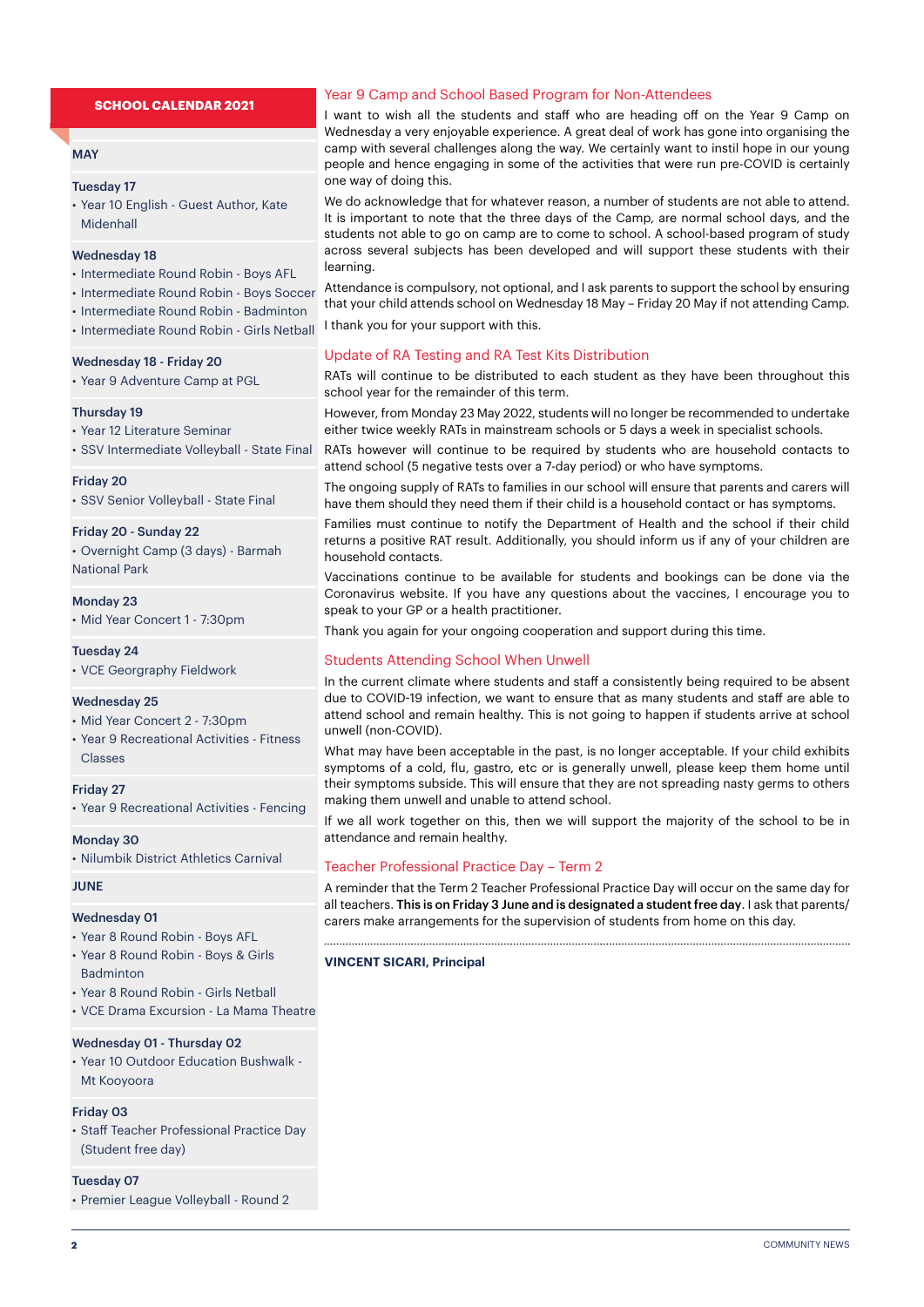## SCHOOL CALENDAR 2021

**MAY**

**Tuesday 17**
- Year 10 English - Guest Author, Kate Midenhall

**Wednesday 18**
- Intermediate Round Robin - Boys AFL
- Intermediate Round Robin - Boys Soccer
- Intermediate Round Robin - Badminton
- Intermediate Round Robin - Girls Netball

**Wednesday 18 - Friday 20**
- Year 9 Adventure Camp at PGL

**Thursday 19**
- Year 12 Literature Seminar
- SSV Intermediate Volleyball - State Final

**Friday 20**
- SSV Senior Volleyball - State Final

**Friday 20 - Sunday 22**
- Overnight Camp (3 days) - Barmah National Park

**Monday 23**
- Mid Year Concert 1 - 7:30pm

**Tuesday 24**
- VCE Georgraphy Fieldwork

**Wednesday 25**
- Mid Year Concert 2 - 7:30pm
- Year 9 Recreational Activities - Fitness Classes

**Friday 27**
- Year 9 Recreational Activities - Fencing

**Monday 30**
- Nilumbik District Athletics Carnival

**JUNE**

**Wednesday 01**
- Year 8 Round Robin - Boys AFL
- Year 8 Round Robin - Boys & Girls Badminton
- Year 8 Round Robin - Girls Netball
- VCE Drama Excursion - La Mama Theatre

**Wednesday 01 - Thursday 02**
- Year 10 Outdoor Education Bushwalk - Mt Kooyoora

**Friday 03**
- Staff Teacher Professional Practice Day (Student free day)

**Tuesday 07**
- Premier League Volleyball - Round 2

## Year 9 Camp and School Based Program for Non-Attendees

I want to wish all the students and staff who are heading off on the Year 9 Camp on Wednesday a very enjoyable experience. A great deal of work has gone into organising the camp with several challenges along the way. We certainly want to instil hope in our young people and hence engaging in some of the activities that were run pre-COVID is certainly one way of doing this.

We do acknowledge that for whatever reason, a number of students are not able to attend. It is important to note that the three days of the Camp, are normal school days, and the students not able to go on camp are to come to school. A school-based program of study across several subjects has been developed and will support these students with their learning.

Attendance is compulsory, not optional, and I ask parents to support the school by ensuring that your child attends school on Wednesday 18 May – Friday 20 May if not attending Camp.

I thank you for your support with this.

## Update of RA Testing and RA Test Kits Distribution

RATs will continue to be distributed to each student as they have been throughout this school year for the remainder of this term.

However, from Monday 23 May 2022, students will no longer be recommended to undertake either twice weekly RATs in mainstream schools or 5 days a week in specialist schools.

RATs however will continue to be required by students who are household contacts to attend school (5 negative tests over a 7-day period) or who have symptoms.

The ongoing supply of RATs to families in our school will ensure that parents and carers will have them should they need them if their child is a household contact or has symptoms.

Families must continue to notify the Department of Health and the school if their child returns a positive RAT result. Additionally, you should inform us if any of your children are household contacts.

Vaccinations continue to be available for students and bookings can be done via the Coronavirus website. If you have any questions about the vaccines, I encourage you to speak to your GP or a health practitioner.

Thank you again for your ongoing cooperation and support during this time.

## Students Attending School When Unwell

In the current climate where students and staff a consistently being required to be absent due to COVID-19 infection, we want to ensure that as many students and staff are able to attend school and remain healthy. This is not going to happen if students arrive at school unwell (non-COVID).

What may have been acceptable in the past, is no longer acceptable. If your child exhibits symptoms of a cold, flu, gastro, etc or is generally unwell, please keep them home until their symptoms subside. This will ensure that they are not spreading nasty germs to others making them unwell and unable to attend school.

If we all work together on this, then we will support the majority of the school to be in attendance and remain healthy.

## Teacher Professional Practice Day – Term 2

A reminder that the Term 2 Teacher Professional Practice Day will occur on the same day for all teachers. **This is on Friday 3 June and is designated a student free day**. I ask that parents/carers make arrangements for the supervision of students from home on this day.

---

**VINCENT SICARI, Principal**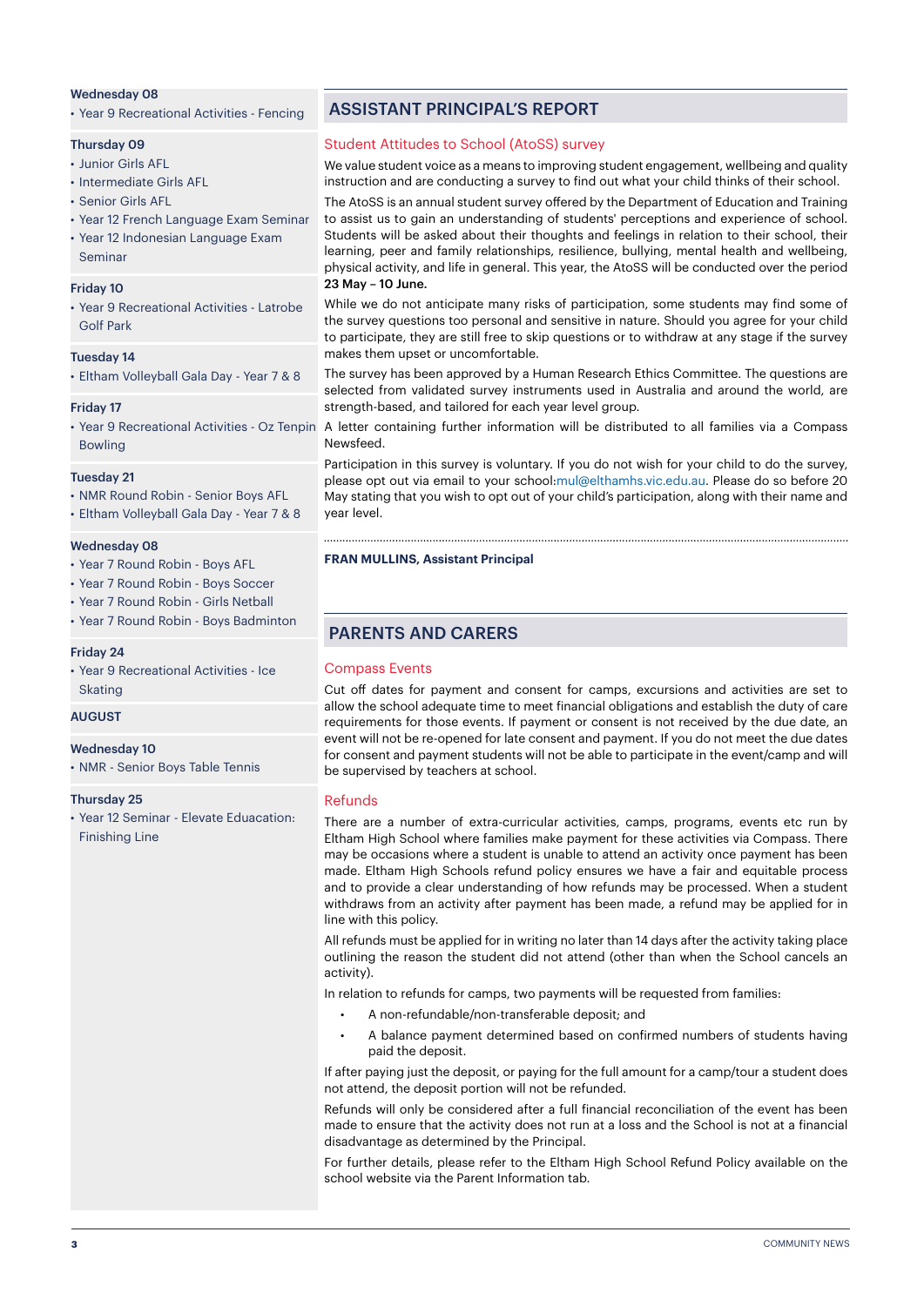**Wednesday 08**

- Year 9 Recreational Activities - Fencing

**Thursday 09**

- Junior Girls AFL
- Intermediate Girls AFL
- Senior Girls AFL
- Year 12 French Language Exam Seminar
- Year 12 Indonesian Language Exam Seminar

**Friday 10**

- Year 9 Recreational Activities - Latrobe Golf Park

**Tuesday 14**

- Eltham Volleyball Gala Day - Year 7 & 8

**Friday 17**

- Year 9 Recreational Activities - Oz Tenpin Bowling

**Tuesday 21**

- NMR Round Robin - Senior Boys AFL
- Eltham Volleyball Gala Day - Year 7 & 8

**Wednesday 08**

- Year 7 Round Robin - Boys AFL
- Year 7 Round Robin - Boys Soccer
- Year 7 Round Robin - Girls Netball
- Year 7 Round Robin - Boys Badminton

**Friday 24**

- Year 9 Recreational Activities - Ice Skating

**AUGUST**

**Wednesday 10**

- NMR - Senior Boys Table Tennis

**Thursday 25**

- Year 12 Seminar - Elevate Eduacation: Finishing Line

## ASSISTANT PRINCIPAL'S REPORT

### Student Attitudes to School (AtoSS) survey

We value student voice as a means to improving student engagement, wellbeing and quality instruction and are conducting a survey to find out what your child thinks of their school.

The AtoSS is an annual student survey offered by the Department of Education and Training to assist us to gain an understanding of students' perceptions and experience of school. Students will be asked about their thoughts and feelings in relation to their school, their learning, peer and family relationships, resilience, bullying, mental health and wellbeing, physical activity, and life in general. This year, the AtoSS will be conducted over the period **23 May – 10 June.**

While we do not anticipate many risks of participation, some students may find some of the survey questions too personal and sensitive in nature. Should you agree for your child to participate, they are still free to skip questions or to withdraw at any stage if the survey makes them upset or uncomfortable.

The survey has been approved by a Human Research Ethics Committee. The questions are selected from validated survey instruments used in Australia and around the world, are strength-based, and tailored for each year level group.

A letter containing further information will be distributed to all families via a Compass Newsfeed.

Participation in this survey is voluntary. If you do not wish for your child to do the survey, please opt out via email to your school:mul@elthamhs.vic.edu.au. Please do so before 20 May stating that you wish to opt out of your child's participation, along with their name and year level.

**FRAN MULLINS, Assistant Principal**

## PARENTS AND CARERS

### Compass Events

Cut off dates for payment and consent for camps, excursions and activities are set to allow the school adequate time to meet financial obligations and establish the duty of care requirements for those events. If payment or consent is not received by the due date, an event will not be re-opened for late consent and payment. If you do not meet the due dates for consent and payment students will not be able to participate in the event/camp and will be supervised by teachers at school.

### Refunds

There are a number of extra-curricular activities, camps, programs, events etc run by Eltham High School where families make payment for these activities via Compass. There may be occasions where a student is unable to attend an activity once payment has been made. Eltham High Schools refund policy ensures we have a fair and equitable process and to provide a clear understanding of how refunds may be processed. When a student withdraws from an activity after payment has been made, a refund may be applied for in line with this policy.

All refunds must be applied for in writing no later than 14 days after the activity taking place outlining the reason the student did not attend (other than when the School cancels an activity).

In relation to refunds for camps, two payments will be requested from families:

- A non-refundable/non-transferable deposit; and
- A balance payment determined based on confirmed numbers of students having paid the deposit.

If after paying just the deposit, or paying for the full amount for a camp/tour a student does not attend, the deposit portion will not be refunded.

Refunds will only be considered after a full financial reconciliation of the event has been made to ensure that the activity does not run at a loss and the School is not at a financial disadvantage as determined by the Principal.

For further details, please refer to the Eltham High School Refund Policy available on the school website via the Parent Information tab.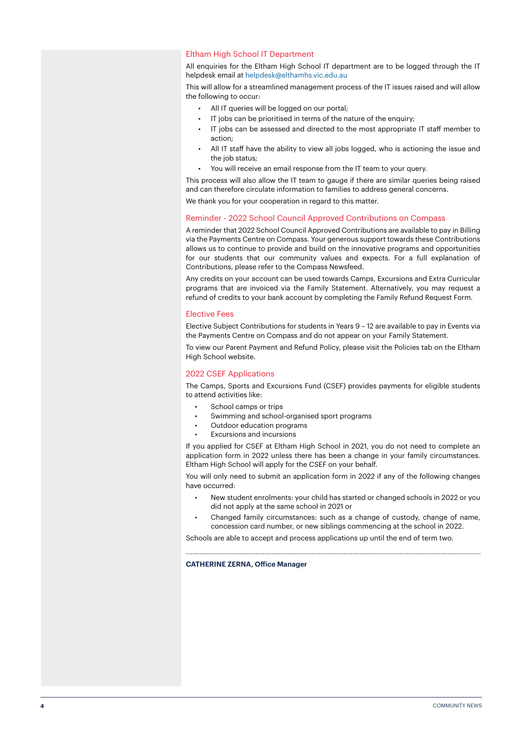## Eltham High School IT Department

All enquiries for the Eltham High School IT department are to be logged through the IT helpdesk email at helpdesk@elthamhs.vic.edu.au

This will allow for a streamlined management process of the IT issues raised and will allow the following to occur:

- All IT queries will be logged on our portal;
- IT jobs can be prioritised in terms of the nature of the enquiry;
- IT jobs can be assessed and directed to the most appropriate IT staff member to action;
- All IT staff have the ability to view all jobs logged, who is actioning the issue and the job status;
- You will receive an email response from the IT team to your query.

This process will also allow the IT team to gauge if there are similar queries being raised and can therefore circulate information to families to address general concerns.

We thank you for your cooperation in regard to this matter.

## Reminder - 2022 School Council Approved Contributions on Compass

A reminder that 2022 School Council Approved Contributions are available to pay in Billing via the Payments Centre on Compass. Your generous support towards these Contributions allows us to continue to provide and build on the innovative programs and opportunities for our students that our community values and expects. For a full explanation of Contributions, please refer to the Compass Newsfeed.

Any credits on your account can be used towards Camps, Excursions and Extra Curricular programs that are invoiced via the Family Statement. Alternatively, you may request a refund of credits to your bank account by completing the Family Refund Request Form.

## Elective Fees

Elective Subject Contributions for students in Years 9 – 12 are available to pay in Events via the Payments Centre on Compass and do not appear on your Family Statement.

To view our Parent Payment and Refund Policy, please visit the Policies tab on the Eltham High School website.

## 2022 CSEF Applications

The Camps, Sports and Excursions Fund (CSEF) provides payments for eligible students to attend activities like:

- School camps or trips
- Swimming and school-organised sport programs
- Outdoor education programs
- Excursions and incursions

If you applied for CSEF at Eltham High School in 2021, you do not need to complete an application form in 2022 unless there has been a change in your family circumstances. Eltham High School will apply for the CSEF on your behalf.

You will only need to submit an application form in 2022 if any of the following changes have occurred:

- New student enrolments: your child has started or changed schools in 2022 or you did not apply at the same school in 2021 or
- Changed family circumstances: such as a change of custody, change of name, concession card number, or new siblings commencing at the school in 2022.

Schools are able to accept and process applications up until the end of term two.

**CATHERINE ZERNA, Office Manager**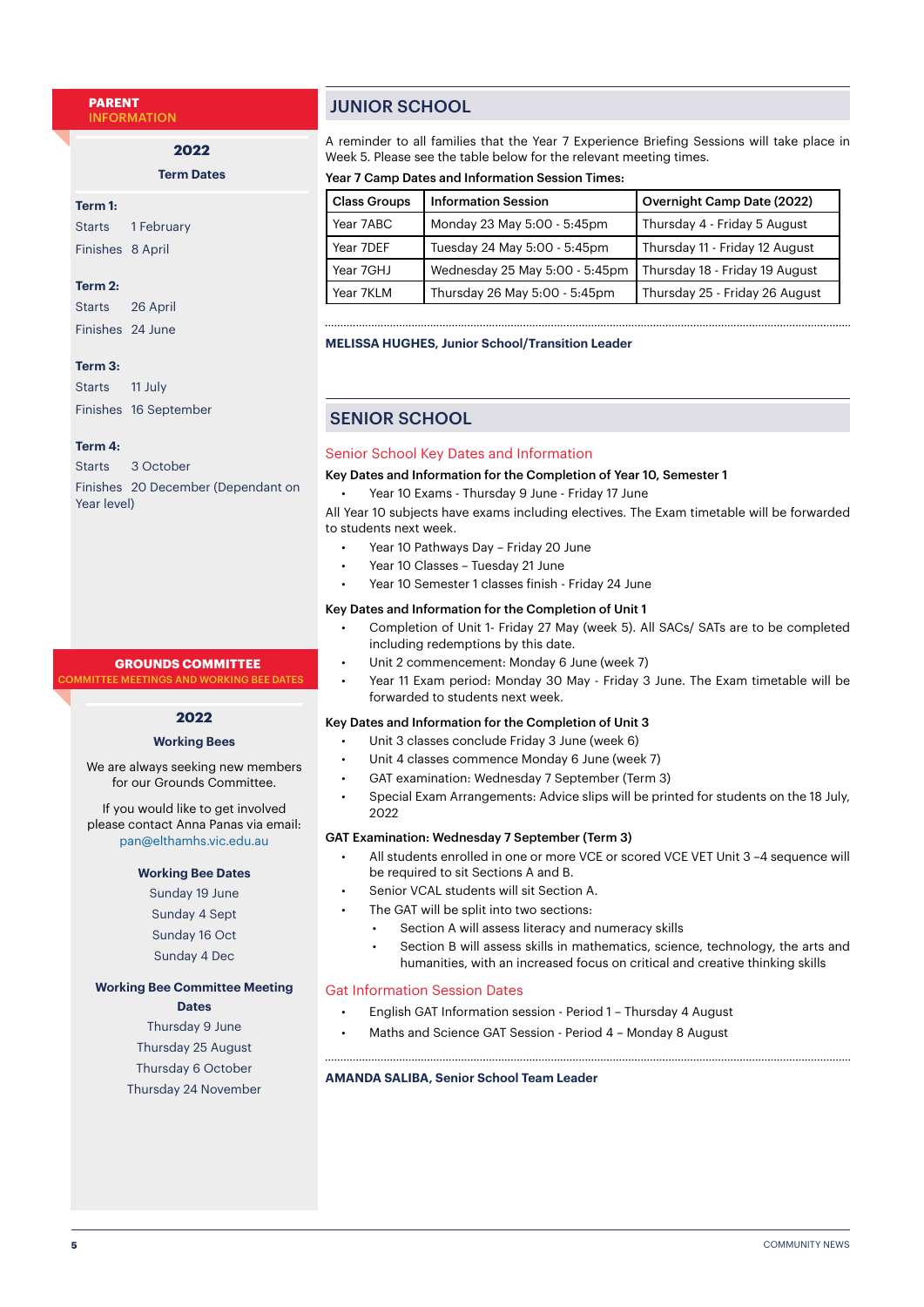## PARENT INFORMATION

### 2022

**Term Dates**

**Term 1:**
Starts 1 February
Finishes 8 April

**Term 2:**
Starts 26 April
Finishes 24 June

**Term 3:**
Starts 11 July
Finishes 16 September

**Term 4:**
Starts 3 October
Finishes 20 December (Dependant on Year level)

## GROUNDS COMMITTEE

COMMITTEE MEETINGS AND WORKING BEE DATES

### 2022

**Working Bees**

We are always seeking new members for our Grounds Committee.

If you would like to get involved please contact Anna Panas via email: pan@elthamhs.vic.edu.au

**Working Bee Dates**

Sunday 19 June
Sunday 4 Sept
Sunday 16 Oct
Sunday 4 Dec

**Working Bee Committee Meeting Dates**

Thursday 9 June
Thursday 25 August
Thursday 6 October
Thursday 24 November

## JUNIOR SCHOOL

A reminder to all families that the Year 7 Experience Briefing Sessions will take place in Week 5. Please see the table below for the relevant meeting times.

**Year 7 Camp Dates and Information Session Times:**

| Class Groups | Information Session | Overnight Camp Date (2022) |
|---|---|---|
| Year 7ABC | Monday 23 May 5:00 - 5:45pm | Thursday 4 - Friday 5 August |
| Year 7DEF | Tuesday 24 May 5:00 - 5:45pm | Thursday 11 - Friday 12 August |
| Year 7GHJ | Wednesday 25 May 5:00 - 5:45pm | Thursday 18 - Friday 19 August |
| Year 7KLM | Thursday 26 May 5:00 - 5:45pm | Thursday 25 - Friday 26 August |

**MELISSA HUGHES, Junior School/Transition Leader**

## SENIOR SCHOOL

### Senior School Key Dates and Information

**Key Dates and Information for the Completion of Year 10, Semester 1**

- Year 10 Exams - Thursday 9 June - Friday 17 June

All Year 10 subjects have exams including electives. The Exam timetable will be forwarded to students next week.

- Year 10 Pathways Day – Friday 20 June
- Year 10 Classes – Tuesday 21 June
- Year 10 Semester 1 classes finish - Friday 24 June

**Key Dates and Information for the Completion of Unit 1**

- Completion of Unit 1- Friday 27 May (week 5). All SACs/ SATs are to be completed including redemptions by this date.
- Unit 2 commencement: Monday 6 June (week 7)
- Year 11 Exam period: Monday 30 May - Friday 3 June. The Exam timetable will be forwarded to students next week.

**Key Dates and Information for the Completion of Unit 3**

- Unit 3 classes conclude Friday 3 June (week 6)
- Unit 4 classes commence Monday 6 June (week 7)
- GAT examination: Wednesday 7 September (Term 3)
- Special Exam Arrangements: Advice slips will be printed for students on the 18 July, 2022

**GAT Examination: Wednesday 7 September (Term 3)**

- All students enrolled in one or more VCE or scored VCE VET Unit 3 –4 sequence will be required to sit Sections A and B.
- Senior VCAL students will sit Section A.
- The GAT will be split into two sections:
  - Section A will assess literacy and numeracy skills
  - Section B will assess skills in mathematics, science, technology, the arts and humanities, with an increased focus on critical and creative thinking skills

### Gat Information Session Dates

- English GAT Information session - Period 1 – Thursday 4 August
- Maths and Science GAT Session - Period 4 – Monday 8 August

**AMANDA SALIBA, Senior School Team Leader**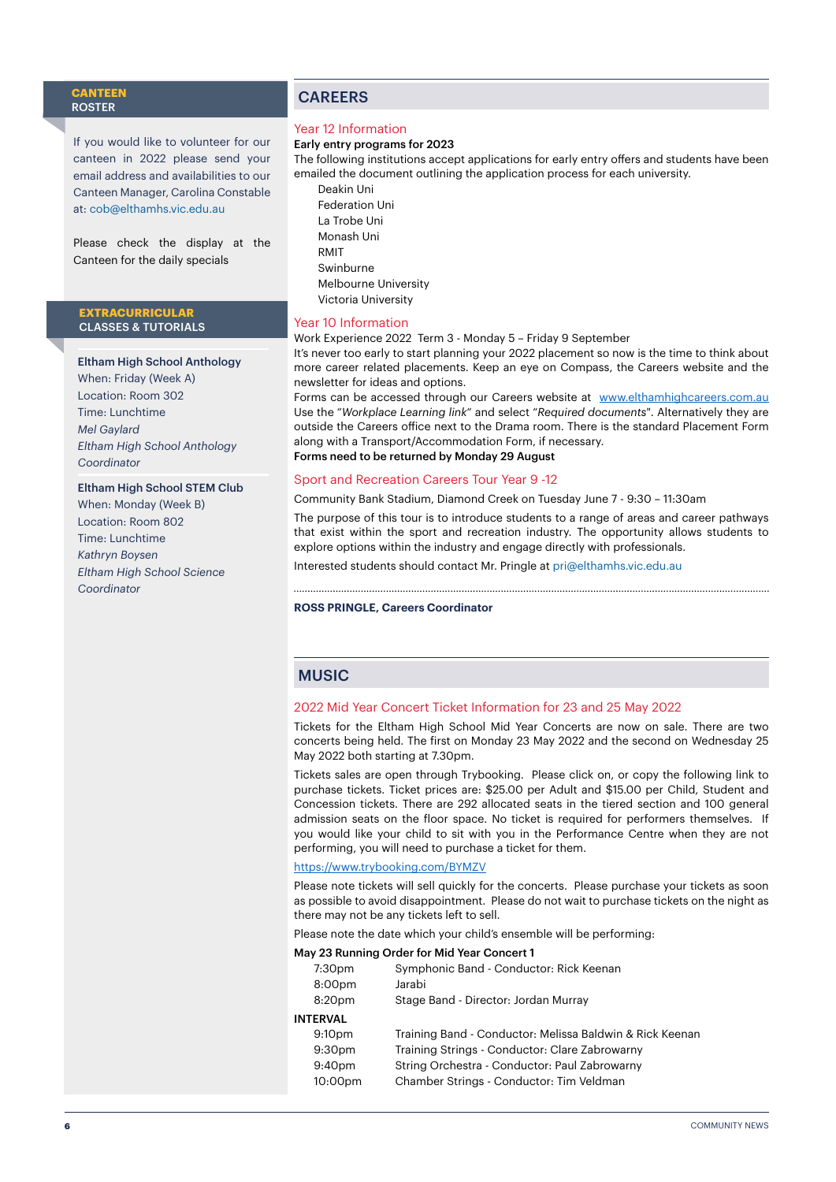## CANTEEN ROSTER

If you would like to volunteer for our canteen in 2022 please send your email address and availabilities to our Canteen Manager, Carolina Constable at: cob@elthamhs.vic.edu.au

Please check the display at the Canteen for the daily specials

## EXTRACURRICULAR CLASSES & TUTORIALS

**Eltham High School Anthology**
When: Friday (Week A)
Location: Room 302
Time: Lunchtime
*Mel Gaylard*
*Eltham High School Anthology Coordinator*

**Eltham High School STEM Club**
When: Monday (Week B)
Location: Room 802
Time: Lunchtime
*Kathryn Boysen*
*Eltham High School Science Coordinator*

## CAREERS

### Year 12 Information

**Early entry programs for 2023**

The following institutions accept applications for early entry offers and students have been emailed the document outlining the application process for each university.

- Deakin Uni
- Federation Uni
- La Trobe Uni
- Monash Uni
- RMIT
- Swinburne
- Melbourne University
- Victoria University

### Year 10 Information

Work Experience 2022 Term 3 - Monday 5 – Friday 9 September

It's never too early to start planning your 2022 placement so now is the time to think about more career related placements. Keep an eye on Compass, the Careers website and the newsletter for ideas and options.

Forms can be accessed through our Careers website at www.elthamhighcareers.com.au

Use the "*Workplace Learning link*" and select "*Required documents*". Alternatively they are outside the Careers office next to the Drama room. There is the standard Placement Form along with a Transport/Accommodation Form, if necessary.

**Forms need to be returned by Monday 29 August**

### Sport and Recreation Careers Tour Year 9 -12

Community Bank Stadium, Diamond Creek on Tuesday June 7 - 9:30 – 11:30am

The purpose of this tour is to introduce students to a range of areas and career pathways that exist within the sport and recreation industry. The opportunity allows students to explore options within the industry and engage directly with professionals.

Interested students should contact Mr. Pringle at pri@elthamhs.vic.edu.au

**ROSS PRINGLE, Careers Coordinator**

## MUSIC

### 2022 Mid Year Concert Ticket Information for 23 and 25 May 2022

Tickets for the Eltham High School Mid Year Concerts are now on sale. There are two concerts being held. The first on Monday 23 May 2022 and the second on Wednesday 25 May 2022 both starting at 7.30pm.

Tickets sales are open through Trybooking. Please click on, or copy the following link to purchase tickets. Ticket prices are: $25.00 per Adult and $15.00 per Child, Student and Concession tickets. There are 292 allocated seats in the tiered section and 100 general admission seats on the floor space. No ticket is required for performers themselves. If you would like your child to sit with you in the Performance Centre when they are not performing, you will need to purchase a ticket for them.

https://www.trybooking.com/BYMZV

Please note tickets will sell quickly for the concerts. Please purchase your tickets as soon as possible to avoid disappointment. Please do not wait to purchase tickets on the night as there may not be any tickets left to sell.

Please note the date which your child's ensemble will be performing:

**May 23 Running Order for Mid Year Concert 1**

| | |
|---|---|
| 7:30pm | Symphonic Band - Conductor: Rick Keenan |
| 8:00pm | Jarabi |
| 8:20pm | Stage Band - Director: Jordan Murray |
| **INTERVAL** | |
| 9:10pm | Training Band - Conductor: Melissa Baldwin & Rick Keenan |
| 9:30pm | Training Strings - Conductor: Clare Zabrowarny |
| 9:40pm | String Orchestra - Conductor: Paul Zabrowarny |
| 10:00pm | Chamber Strings - Conductor: Tim Veldman |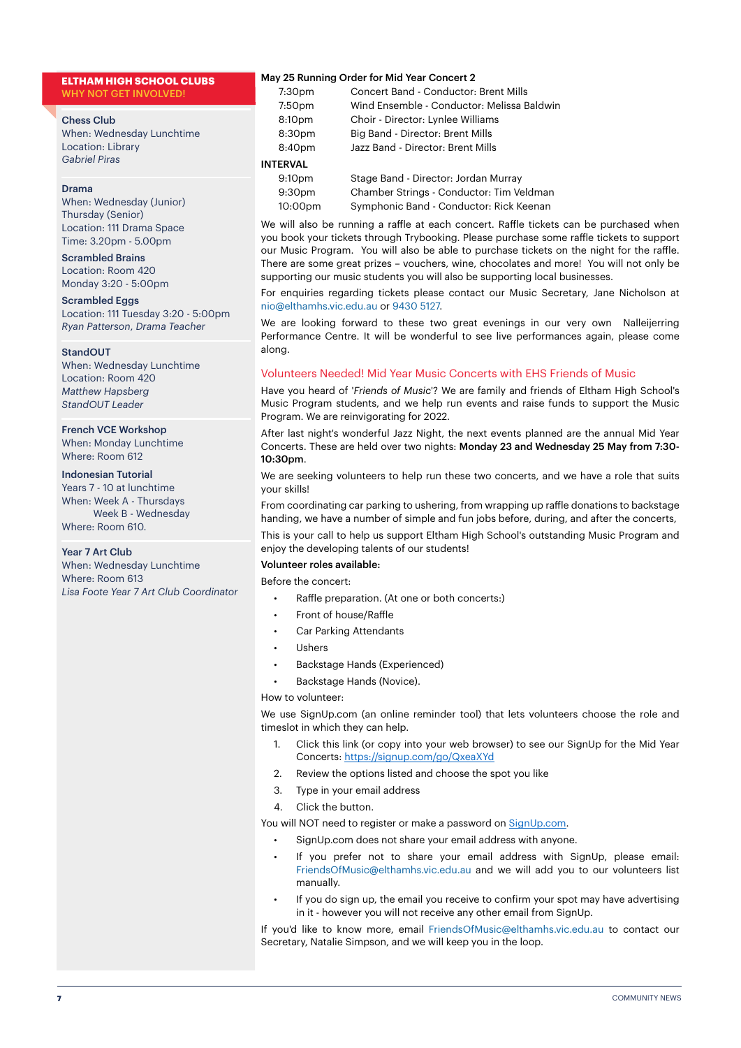## ELTHAM HIGH SCHOOL CLUBS
**WHY NOT GET INVOLVED!**

**Chess Club**
When: Wednesday Lunchtime
Location: Library
*Gabriel Piras*

**Drama**
When: Wednesday (Junior)
Thursday (Senior)
Location: 111 Drama Space
Time: 3.20pm - 5.00pm

**Scrambled Brains**
Location: Room 420
Monday 3:20 - 5:00pm

**Scrambled Eggs**
Location: 111 Tuesday 3:20 - 5:00pm
*Ryan Patterson, Drama Teacher*

**StandOUT**
When: Wednesday Lunchtime
Location: Room 420
*Matthew Hapsberg*
*StandOUT Leader*

**French VCE Workshop**
When: Monday Lunchtime
Where: Room 612

**Indonesian Tutorial**
Years 7 - 10 at lunchtime
When: Week A - Thursdays
Week B - Wednesday
Where: Room 610.

**Year 7 Art Club**
When: Wednesday Lunchtime
Where: Room 613
*Lisa Foote Year 7 Art Club Coordinator*

**May 25 Running Order for Mid Year Concert 2**

| | |
|---|---|
| 7:30pm | Concert Band - Conductor: Brent Mills |
| 7:50pm | Wind Ensemble - Conductor: Melissa Baldwin |
| 8:10pm | Choir - Director: Lynlee Williams |
| 8:30pm | Big Band - Director: Brent Mills |
| 8:40pm | Jazz Band - Director: Brent Mills |
| **INTERVAL** | |
| 9:10pm | Stage Band - Director: Jordan Murray |
| 9:30pm | Chamber Strings - Conductor: Tim Veldman |
| 10:00pm | Symphonic Band - Conductor: Rick Keenan |

We will also be running a raffle at each concert. Raffle tickets can be purchased when you book your tickets through Trybooking. Please purchase some raffle tickets to support our Music Program. You will also be able to purchase tickets on the night for the raffle. There are some great prizes – vouchers, wine, chocolates and more! You will not only be supporting our music students you will also be supporting local businesses.

For enquiries regarding tickets please contact our Music Secretary, Jane Nicholson at nio@elthamhs.vic.edu.au or 9430 5127.

We are looking forward to these two great evenings in our very own Nalleijerring Performance Centre. It will be wonderful to see live performances again, please come along.

### Volunteers Needed! Mid Year Music Concerts with EHS Friends of Music

Have you heard of '*Friends of Music*'? We are family and friends of Eltham High School's Music Program students, and we help run events and raise funds to support the Music Program. We are reinvigorating for 2022.

After last night's wonderful Jazz Night, the next events planned are the annual Mid Year Concerts. These are held over two nights: **Monday 23 and Wednesday 25 May from 7:30-10:30pm**.

We are seeking volunteers to help run these two concerts, and we have a role that suits your skills!

From coordinating car parking to ushering, from wrapping up raffle donations to backstage handing, we have a number of simple and fun jobs before, during, and after the concerts,

This is your call to help us support Eltham High School's outstanding Music Program and enjoy the developing talents of our students!

**Volunteer roles available:**

Before the concert:

- Raffle preparation. (At one or both concerts:)
- Front of house/Raffle
- Car Parking Attendants
- Ushers
- Backstage Hands (Experienced)
- Backstage Hands (Novice).

How to volunteer:

We use SignUp.com (an online reminder tool) that lets volunteers choose the role and timeslot in which they can help.

1. Click this link (or copy into your web browser) to see our SignUp for the Mid Year Concerts: https://signup.com/go/QxeaXYd
2. Review the options listed and choose the spot you like
3. Type in your email address
4. Click the button.

You will NOT need to register or make a password on SignUp.com.

- SignUp.com does not share your email address with anyone.
- If you prefer not to share your email address with SignUp, please email: FriendsOfMusic@elthamhs.vic.edu.au and we will add you to our volunteers list manually.
- If you do sign up, the email you receive to confirm your spot may have advertising in it - however you will not receive any other email from SignUp.

If you'd like to know more, email FriendsOfMusic@elthamhs.vic.edu.au to contact our Secretary, Natalie Simpson, and we will keep you in the loop.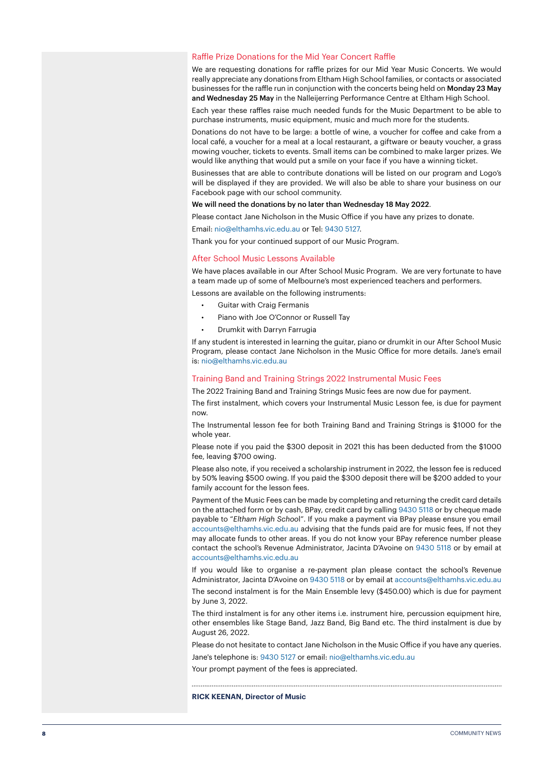## Raffle Prize Donations for the Mid Year Concert Raffle

We are requesting donations for raffle prizes for our Mid Year Music Concerts. We would really appreciate any donations from Eltham High School families, or contacts or associated businesses for the raffle run in conjunction with the concerts being held on **Monday 23 May and Wednesday 25 May** in the Nalleijerring Performance Centre at Eltham High School.

Each year these raffles raise much needed funds for the Music Department to be able to purchase instruments, music equipment, music and much more for the students.

Donations do not have to be large: a bottle of wine, a voucher for coffee and cake from a local café, a voucher for a meal at a local restaurant, a giftware or beauty voucher, a grass mowing voucher, tickets to events. Small items can be combined to make larger prizes. We would like anything that would put a smile on your face if you have a winning ticket.

Businesses that are able to contribute donations will be listed on our program and Logo's will be displayed if they are provided. We will also be able to share your business on our Facebook page with our school community.

**We will need the donations by no later than Wednesday 18 May 2022**.

Please contact Jane Nicholson in the Music Office if you have any prizes to donate.

Email: nio@elthamhs.vic.edu.au or Tel: 9430 5127.

Thank you for your continued support of our Music Program.

## After School Music Lessons Available

We have places available in our After School Music Program. We are very fortunate to have a team made up of some of Melbourne's most experienced teachers and performers.

Lessons are available on the following instruments:

- Guitar with Craig Fermanis
- Piano with Joe O'Connor or Russell Tay
- Drumkit with Darryn Farrugia

If any student is interested in learning the guitar, piano or drumkit in our After School Music Program, please contact Jane Nicholson in the Music Office for more details. Jane's email is: nio@elthamhs.vic.edu.au

## Training Band and Training Strings 2022 Instrumental Music Fees

The 2022 Training Band and Training Strings Music fees are now due for payment.

The first instalment, which covers your Instrumental Music Lesson fee, is due for payment now.

The Instrumental lesson fee for both Training Band and Training Strings is $1000 for the whole year.

Please note if you paid the $300 deposit in 2021 this has been deducted from the $1000 fee, leaving $700 owing.

Please also note, if you received a scholarship instrument in 2022, the lesson fee is reduced by 50% leaving $500 owing. If you paid the $300 deposit there will be $200 added to your family account for the lesson fees.

Payment of the Music Fees can be made by completing and returning the credit card details on the attached form or by cash, BPay, credit card by calling 9430 5118 or by cheque made payable to "*Eltham High School*". If you make a payment via BPay please ensure you email accounts@elthamhs.vic.edu.au advising that the funds paid are for music fees, If not they may allocate funds to other areas. If you do not know your BPay reference number please contact the school's Revenue Administrator, Jacinta D'Avoine on 9430 5118 or by email at accounts@elthamhs.vic.edu.au

If you would like to organise a re-payment plan please contact the school's Revenue Administrator, Jacinta D'Avoine on 9430 5118 or by email at accounts@elthamhs.vic.edu.au

The second instalment is for the Main Ensemble levy ($450.00) which is due for payment by June 3, 2022.

The third instalment is for any other items i.e. instrument hire, percussion equipment hire, other ensembles like Stage Band, Jazz Band, Big Band etc. The third instalment is due by August 26, 2022.

Please do not hesitate to contact Jane Nicholson in the Music Office if you have any queries.

Jane's telephone is: 9430 5127 or email: nio@elthamhs.vic.edu.au

Your prompt payment of the fees is appreciated.

**RICK KEENAN, Director of Music**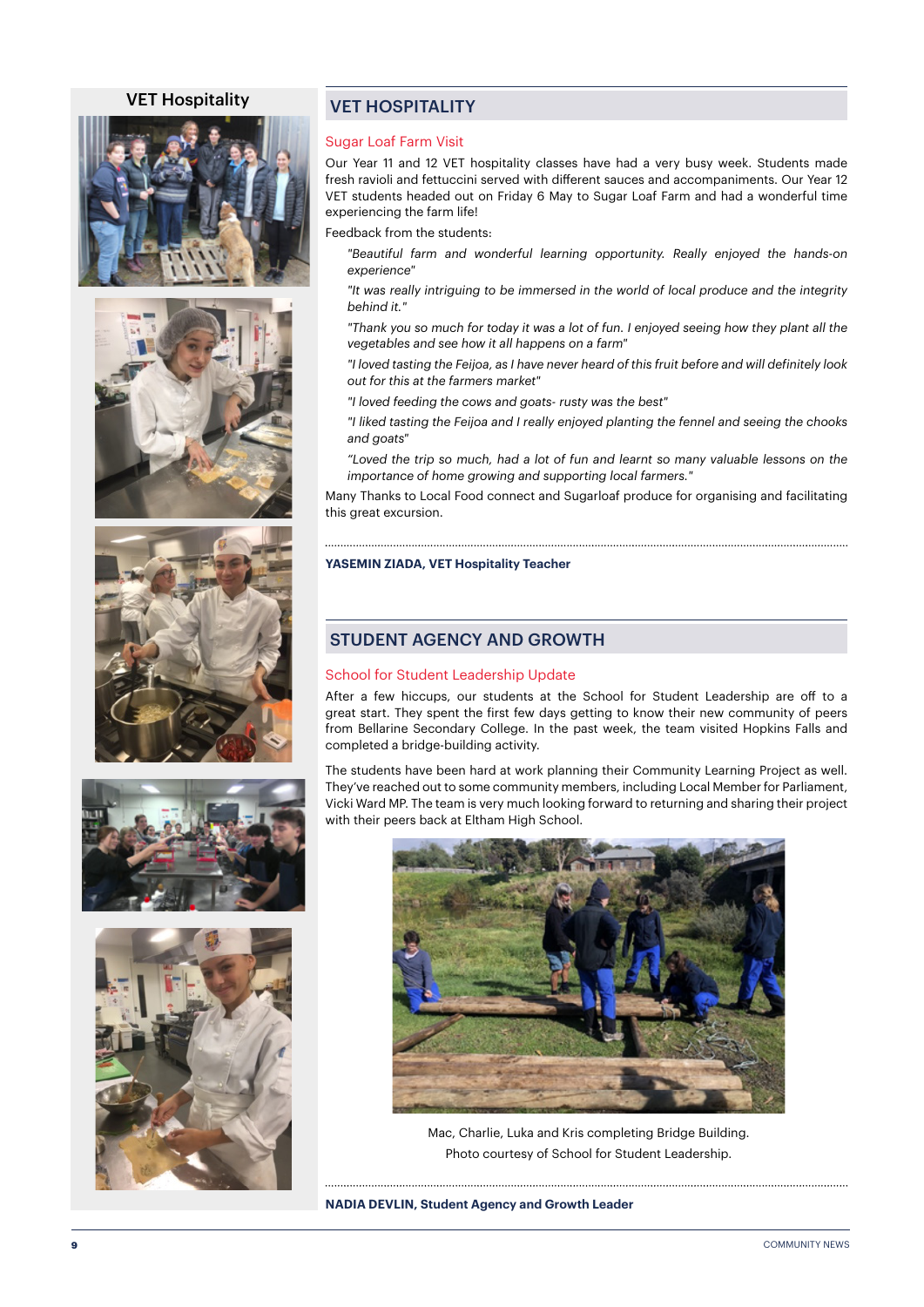## VET Hospitality

## VET HOSPITALITY

### Sugar Loaf Farm Visit

Our Year 11 and 12 VET hospitality classes have had a very busy week. Students made fresh ravioli and fettuccini served with different sauces and accompaniments. Our Year 12 VET students headed out on Friday 6 May to Sugar Loaf Farm and had a wonderful time experiencing the farm life!

Feedback from the students:

> *"Beautiful farm and wonderful learning opportunity. Really enjoyed the hands-on experience"*
>
> *"It was really intriguing to be immersed in the world of local produce and the integrity behind it."*
>
> *"Thank you so much for today it was a lot of fun. I enjoyed seeing how they plant all the vegetables and see how it all happens on a farm"*
>
> *"I loved tasting the Feijoa, as I have never heard of this fruit before and will definitely look out for this at the farmers market"*
>
> *"I loved feeding the cows and goats- rusty was the best"*
>
> *"I liked tasting the Feijoa and I really enjoyed planting the fennel and seeing the chooks and goats"*
>
> *"Loved the trip so much, had a lot of fun and learnt so many valuable lessons on the importance of home growing and supporting local farmers."*

Many Thanks to Local Food connect and Sugarloaf produce for organising and facilitating this great excursion.

**YASEMIN ZIADA, VET Hospitality Teacher**

## STUDENT AGENCY AND GROWTH

### School for Student Leadership Update

After a few hiccups, our students at the School for Student Leadership are off to a great start. They spent the first few days getting to know their new community of peers from Bellarine Secondary College. In the past week, the team visited Hopkins Falls and completed a bridge-building activity.

The students have been hard at work planning their Community Learning Project as well. They've reached out to some community members, including Local Member for Parliament, Vicki Ward MP. The team is very much looking forward to returning and sharing their project with their peers back at Eltham High School.

Mac, Charlie, Luka and Kris completing Bridge Building.
Photo courtesy of School for Student Leadership.

**NADIA DEVLIN, Student Agency and Growth Leader**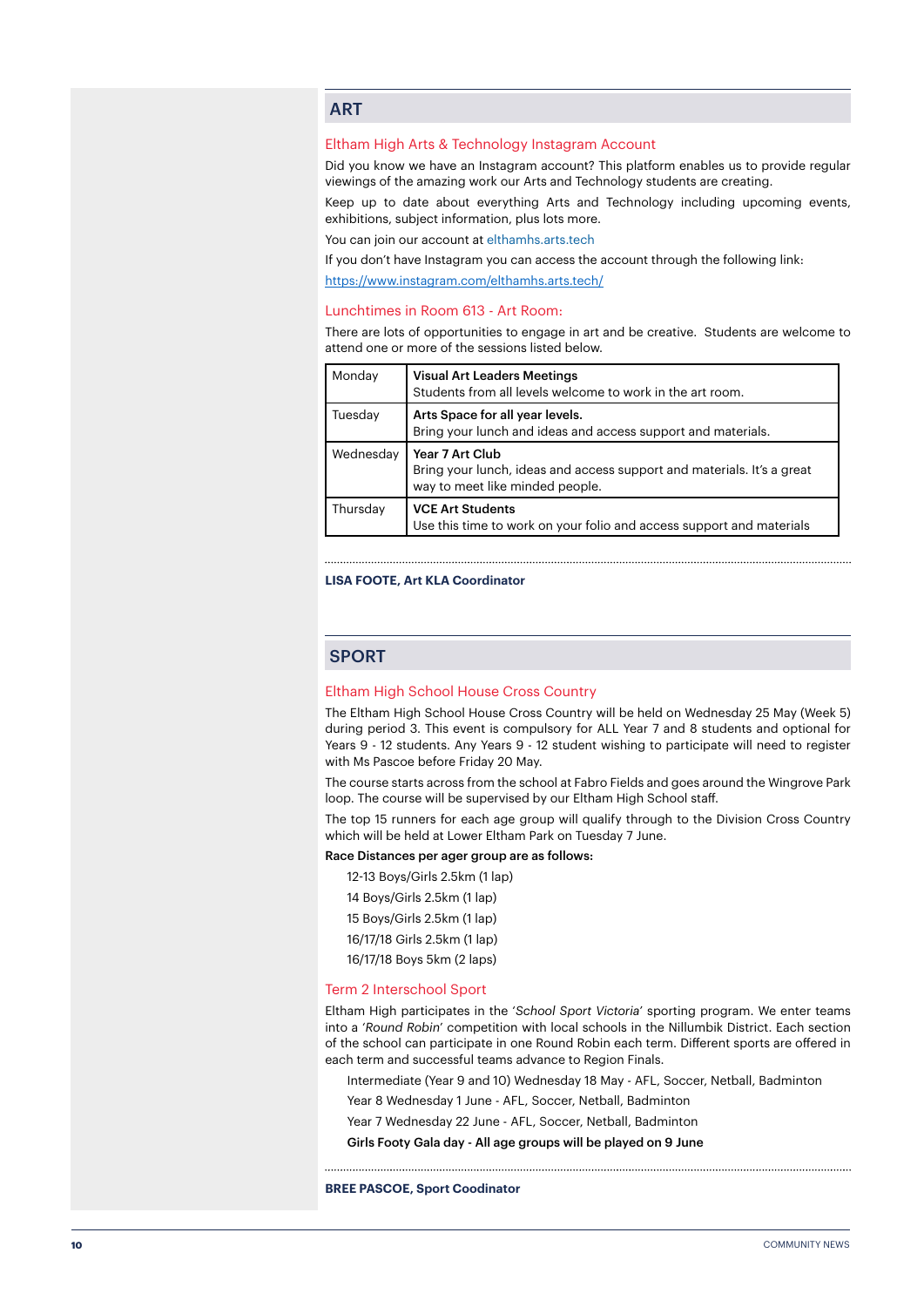## ART

### Eltham High Arts & Technology Instagram Account

Did you know we have an Instagram account? This platform enables us to provide regular viewings of the amazing work our Arts and Technology students are creating.

Keep up to date about everything Arts and Technology including upcoming events, exhibitions, subject information, plus lots more.

You can join our account at elthamhs.arts.tech

If you don't have Instagram you can access the account through the following link:

https://www.instagram.com/elthamhs.arts.tech/

### Lunchtimes in Room 613 - Art Room:

There are lots of opportunities to engage in art and be creative. Students are welcome to attend one or more of the sessions listed below.

| | |
|---|---|
| Monday | **Visual Art Leaders Meetings**<br>Students from all levels welcome to work in the art room. |
| Tuesday | **Arts Space for all year levels.**<br>Bring your lunch and ideas and access support and materials. |
| Wednesday | **Year 7 Art Club**<br>Bring your lunch, ideas and access support and materials. It's a great way to meet like minded people. |
| Thursday | **VCE Art Students**<br>Use this time to work on your folio and access support and materials |

**LISA FOOTE, Art KLA Coordinator**

## SPORT

### Eltham High School House Cross Country

The Eltham High School House Cross Country will be held on Wednesday 25 May (Week 5) during period 3. This event is compulsory for ALL Year 7 and 8 students and optional for Years 9 - 12 students. Any Years 9 - 12 student wishing to participate will need to register with Ms Pascoe before Friday 20 May.

The course starts across from the school at Fabro Fields and goes around the Wingrove Park loop. The course will be supervised by our Eltham High School staff.

The top 15 runners for each age group will qualify through to the Division Cross Country which will be held at Lower Eltham Park on Tuesday 7 June.

**Race Distances per ager group are as follows:**

12-13 Boys/Girls 2.5km (1 lap)

14 Boys/Girls 2.5km (1 lap)

15 Boys/Girls 2.5km (1 lap)

16/17/18 Girls 2.5km (1 lap)

16/17/18 Boys 5km (2 laps)

### Term 2 Interschool Sport

Eltham High participates in the '*School Sport Victoria*' sporting program. We enter teams into a '*Round Robin*' competition with local schools in the Nillumbik District. Each section of the school can participate in one Round Robin each term. Different sports are offered in each term and successful teams advance to Region Finals.

Intermediate (Year 9 and 10) Wednesday 18 May - AFL, Soccer, Netball, Badminton

Year 8 Wednesday 1 June - AFL, Soccer, Netball, Badminton

Year 7 Wednesday 22 June - AFL, Soccer, Netball, Badminton

**Girls Footy Gala day - All age groups will be played on 9 June**

**BREE PASCOE, Sport Coodinator**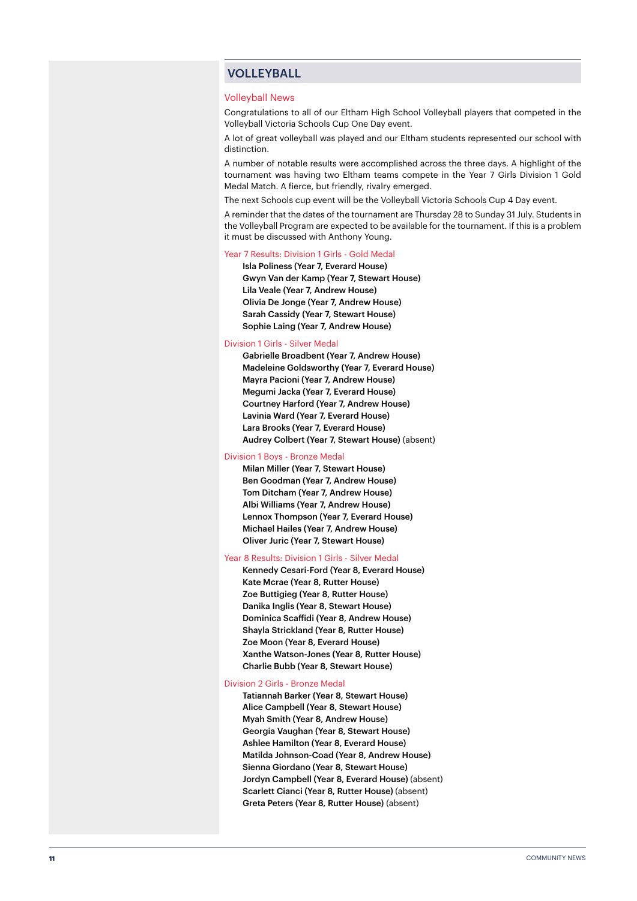## VOLLEYBALL

### Volleyball News

Congratulations to all of our Eltham High School Volleyball players that competed in the Volleyball Victoria Schools Cup One Day event.

A lot of great volleyball was played and our Eltham students represented our school with distinction.

A number of notable results were accomplished across the three days. A highlight of the tournament was having two Eltham teams compete in the Year 7 Girls Division 1 Gold Medal Match. A fierce, but friendly, rivalry emerged.

The next Schools cup event will be the Volleyball Victoria Schools Cup 4 Day event.

A reminder that the dates of the tournament are Thursday 28 to Sunday 31 July. Students in the Volleyball Program are expected to be available for the tournament. If this is a problem it must be discussed with Anthony Young.

### Year 7 Results: Division 1 Girls - Gold Medal

**Isla Poliness (Year 7, Everard House)**
**Gwyn Van der Kamp (Year 7, Stewart House)**
**Lila Veale (Year 7, Andrew House)**
**Olivia De Jonge (Year 7, Andrew House)**
**Sarah Cassidy (Year 7, Stewart House)**
**Sophie Laing (Year 7, Andrew House)**

### Division 1 Girls - Silver Medal

**Gabrielle Broadbent (Year 7, Andrew House)**
**Madeleine Goldsworthy (Year 7, Everard House)**
**Mayra Pacioni (Year 7, Andrew House)**
**Megumi Jacka (Year 7, Everard House)**
**Courtney Harford (Year 7, Andrew House)**
**Lavinia Ward (Year 7, Everard House)**
**Lara Brooks (Year 7, Everard House)**
**Audrey Colbert (Year 7, Stewart House)** (absent)

### Division 1 Boys - Bronze Medal

**Milan Miller (Year 7, Stewart House)**
**Ben Goodman (Year 7, Andrew House)**
**Tom Ditcham (Year 7, Andrew House)**
**Albi Williams (Year 7, Andrew House)**
**Lennox Thompson (Year 7, Everard House)**
**Michael Hailes (Year 7, Andrew House)**
**Oliver Juric (Year 7, Stewart House)**

### Year 8 Results: Division 1 Girls - Silver Medal

**Kennedy Cesari-Ford (Year 8, Everard House)**
**Kate Mcrae (Year 8, Rutter House)**
**Zoe Buttigieg (Year 8, Rutter House)**
**Danika Inglis (Year 8, Stewart House)**
**Dominica Scaffidi (Year 8, Andrew House)**
**Shayla Strickland (Year 8, Rutter House)**
**Zoe Moon (Year 8, Everard House)**
**Xanthe Watson-Jones (Year 8, Rutter House)**
**Charlie Bubb (Year 8, Stewart House)**

### Division 2 Girls - Bronze Medal

**Tatiannah Barker (Year 8, Stewart House)**
**Alice Campbell (Year 8, Stewart House)**
**Myah Smith (Year 8, Andrew House)**
**Georgia Vaughan (Year 8, Stewart House)**
**Ashlee Hamilton (Year 8, Everard House)**
**Matilda Johnson-Coad (Year 8, Andrew House)**
**Sienna Giordano (Year 8, Stewart House)**
**Jordyn Campbell (Year 8, Everard House)** (absent)
**Scarlett Cianci (Year 8, Rutter House)** (absent)
**Greta Peters (Year 8, Rutter House)** (absent)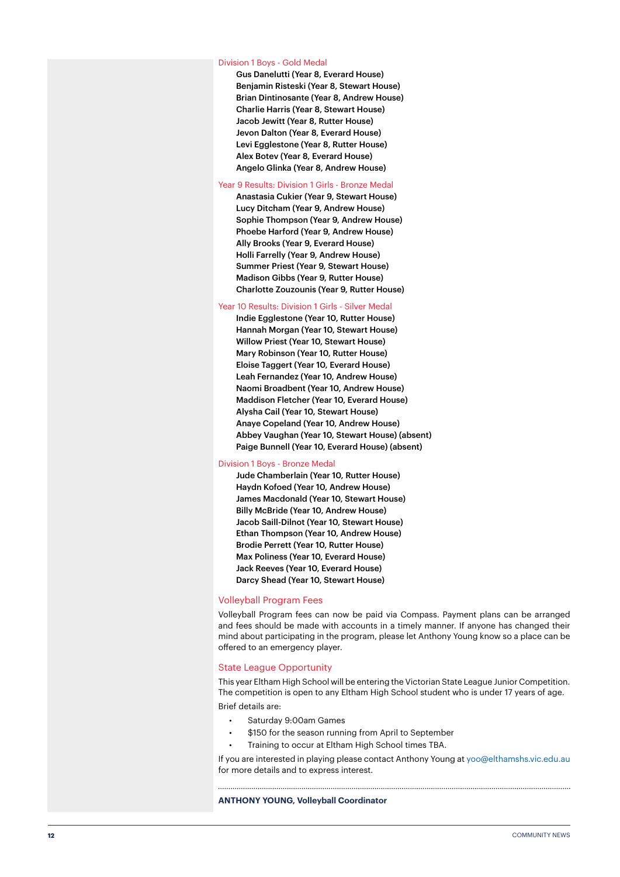### Division 1 Boys - Gold Medal

**Gus Danelutti (Year 8, Everard House)**
**Benjamin Risteski (Year 8, Stewart House)**
**Brian Dintinosante (Year 8, Andrew House)**
**Charlie Harris (Year 8, Stewart House)**
**Jacob Jewitt (Year 8, Rutter House)**
**Jevon Dalton (Year 8, Everard House)**
**Levi Egglestone (Year 8, Rutter House)**
**Alex Botev (Year 8, Everard House)**
**Angelo Glinka (Year 8, Andrew House)**

### Year 9 Results: Division 1 Girls - Bronze Medal

**Anastasia Cukier (Year 9, Stewart House)**
**Lucy Ditcham (Year 9, Andrew House)**
**Sophie Thompson (Year 9, Andrew House)**
**Phoebe Harford (Year 9, Andrew House)**
**Ally Brooks (Year 9, Everard House)**
**Holli Farrelly (Year 9, Andrew House)**
**Summer Priest (Year 9, Stewart House)**
**Madison Gibbs (Year 9, Rutter House)**
**Charlotte Zouzounis (Year 9, Rutter House)**

### Year 10 Results: Division 1 Girls - Silver Medal

**Indie Egglestone (Year 10, Rutter House)**
**Hannah Morgan (Year 10, Stewart House)**
**Willow Priest (Year 10, Stewart House)**
**Mary Robinson (Year 10, Rutter House)**
**Eloise Taggert (Year 10, Everard House)**
**Leah Fernandez (Year 10, Andrew House)**
**Naomi Broadbent (Year 10, Andrew House)**
**Maddison Fletcher (Year 10, Everard House)**
**Alysha Cail (Year 10, Stewart House)**
**Anaye Copeland (Year 10, Andrew House)**
**Abbey Vaughan (Year 10, Stewart House) (absent)**
**Paige Bunnell (Year 10, Everard House) (absent)**

### Division 1 Boys - Bronze Medal

**Jude Chamberlain (Year 10, Rutter House)**
**Haydn Kofoed (Year 10, Andrew House)**
**James Macdonald (Year 10, Stewart House)**
**Billy McBride (Year 10, Andrew House)**
**Jacob Saill-Dilnot (Year 10, Stewart House)**
**Ethan Thompson (Year 10, Andrew House)**
**Brodie Perrett (Year 10, Rutter House)**
**Max Poliness (Year 10, Everard House)**
**Jack Reeves (Year 10, Everard House)**
**Darcy Shead (Year 10, Stewart House)**

## Volleyball Program Fees

Volleyball Program fees can now be paid via Compass. Payment plans can be arranged and fees should be made with accounts in a timely manner. If anyone has changed their mind about participating in the program, please let Anthony Young know so a place can be offered to an emergency player.

## State League Opportunity

This year Eltham High School will be entering the Victorian State League Junior Competition. The competition is open to any Eltham High School student who is under 17 years of age.

Brief details are:

- Saturday 9:00am Games
- $150 for the season running from April to September
- Training to occur at Eltham High School times TBA.

If you are interested in playing please contact Anthony Young at yoo@elthamshs.vic.edu.au for more details and to express interest.

**ANTHONY YOUNG, Volleyball Coordinator**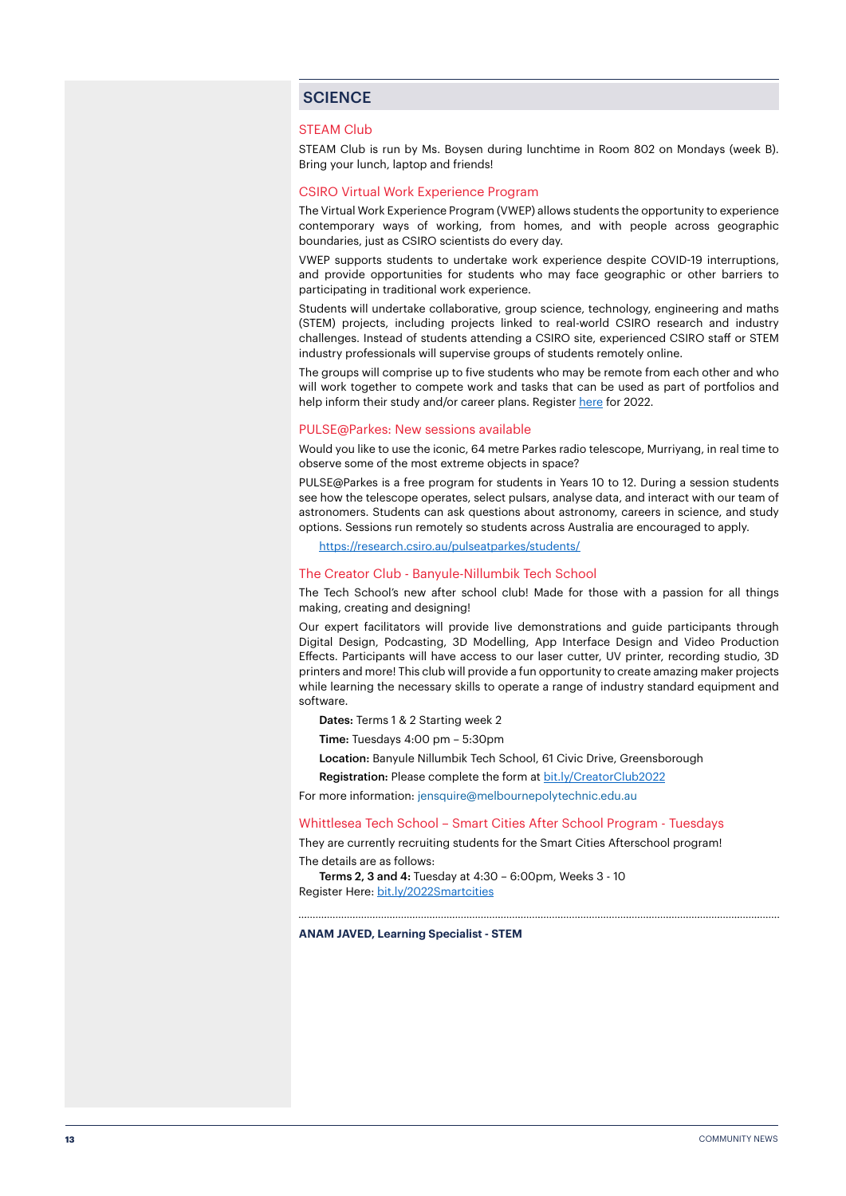## SCIENCE

### STEAM Club

STEAM Club is run by Ms. Boysen during lunchtime in Room 802 on Mondays (week B). Bring your lunch, laptop and friends!

### CSIRO Virtual Work Experience Program

The Virtual Work Experience Program (VWEP) allows students the opportunity to experience contemporary ways of working, from homes, and with people across geographic boundaries, just as CSIRO scientists do every day.

VWEP supports students to undertake work experience despite COVID-19 interruptions, and provide opportunities for students who may face geographic or other barriers to participating in traditional work experience.

Students will undertake collaborative, group science, technology, engineering and maths (STEM) projects, including projects linked to real-world CSIRO research and industry challenges. Instead of students attending a CSIRO site, experienced CSIRO staff or STEM industry professionals will supervise groups of students remotely online.

The groups will comprise up to five students who may be remote from each other and who will work together to compete work and tasks that can be used as part of portfolios and help inform their study and/or career plans. Register here for 2022.

### PULSE@Parkes: New sessions available

Would you like to use the iconic, 64 metre Parkes radio telescope, Murriyang, in real time to observe some of the most extreme objects in space?

PULSE@Parkes is a free program for students in Years 10 to 12. During a session students see how the telescope operates, select pulsars, analyse data, and interact with our team of astronomers. Students can ask questions about astronomy, careers in science, and study options. Sessions run remotely so students across Australia are encouraged to apply.

https://research.csiro.au/pulseatparkes/students/

### The Creator Club - Banyule-Nillumbik Tech School

The Tech School's new after school club! Made for those with a passion for all things making, creating and designing!

Our expert facilitators will provide live demonstrations and guide participants through Digital Design, Podcasting, 3D Modelling, App Interface Design and Video Production Effects. Participants will have access to our laser cutter, UV printer, recording studio, 3D printers and more! This club will provide a fun opportunity to create amazing maker projects while learning the necessary skills to operate a range of industry standard equipment and software.

**Dates:** Terms 1 & 2 Starting week 2

**Time:** Tuesdays 4:00 pm – 5:30pm

**Location:** Banyule Nillumbik Tech School, 61 Civic Drive, Greensborough

**Registration:** Please complete the form at bit.ly/CreatorClub2022

For more information: jensquire@melbournepolytechnic.edu.au

### Whittlesea Tech School – Smart Cities After School Program - Tuesdays

They are currently recruiting students for the Smart Cities Afterschool program!

The details are as follows:

**Terms 2, 3 and 4:** Tuesday at 4:30 – 6:00pm, Weeks 3 - 10

Register Here: bit.ly/2022Smartcities

---

**ANAM JAVED, Learning Specialist - STEM**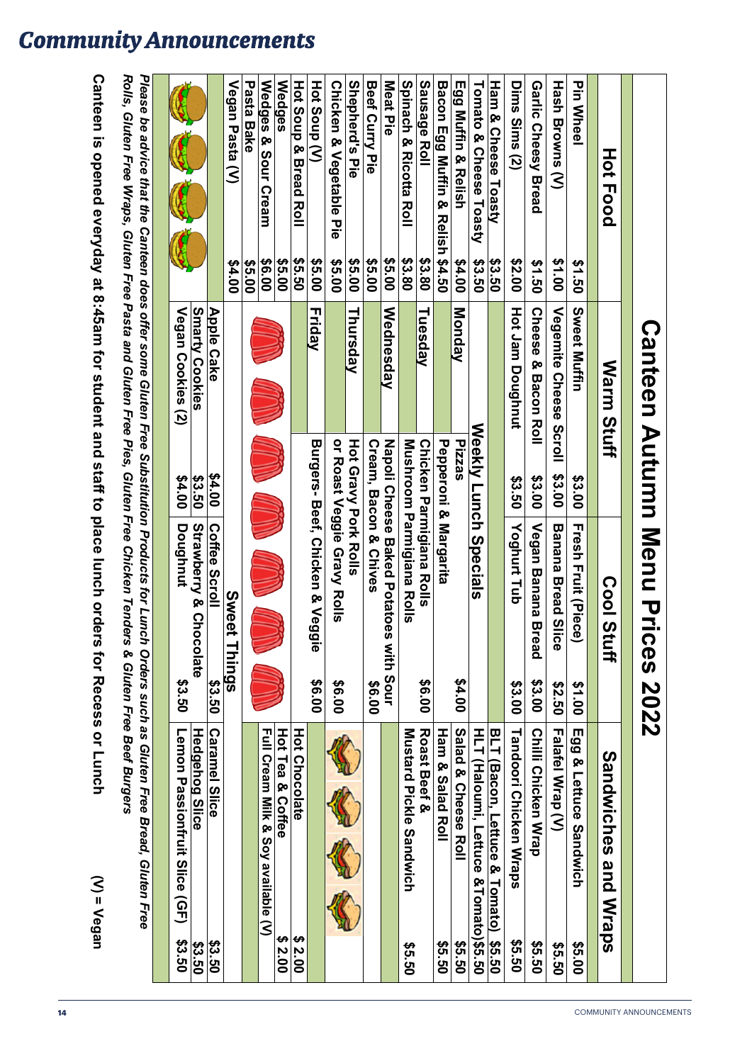# Community Announcements

## Canteen Autumn Menu Prices 2022

| Hot Food | | Warm Stuff | | Cool Stuff | | Sandwiches and Wraps | |
|---|---|---|---|---|---|---|---|
| Pin Wheel | $1.50 | Sweet Muffin | $3.00 | Fresh Fruit (Piece) | $1.00 | Egg & Lettuce Sandwich | $5.00 |
| Hash Browns (V) | $1.00 | Vegemite Cheese Scroll | $3.00 | Banana Bread Slice | $2.50 | Falafel Wrap (V) | $5.50 |
| Garlic Cheesy Bread | $1.50 | Cheese & Bacon Roll | $3.00 | Vegan Banana Bread | $3.00 | Chilli Chicken Wrap | $5.50 |
| Dims Sims (2) | $2.00 | Hot Jam Doughnut | $3.50 | Yoghurt Tub | $3.00 | Tandoori Chicken Wraps | $5.50 |
| Ham & Cheese Toasty | $3.50 | | | | | BLT (Bacon, Lettuce & Tomato) | $5.50 |
| Tomato & Cheese Toasty | $3.50 | **Weekly Lunch Specials** | | | | HLT (Haloumi, Lettuce & Tomato) | $5.50 |
| Egg Muffin & Relish | $4.00 | Monday | Pizzas | | $4.00 | Salad & Cheese Roll | $5.50 |
| Bacon Egg Muffin & Relish | $4.50 | | Pepperoni & Margarita | | | Ham & Salad Roll | $5.50 |
| Sausage Roll | $3.80 | Tuesday | Chicken Parmigiana Rolls | | $6.00 | Roast Beef & | |
| Spinach & Ricotta Roll | $3.80 | | Mushroom Parmigiana Rolls | | | Mustard Pickle Sandwich | $5.50 |
| Meat Pie | $5.00 | Wednesday | Napoli Cheese Baked Potatoes with Sour | | | | |
| Beef Curry Pie | $5.00 | | Cream, Bacon & Chives | | $6.00 | | |
| Shepherd's Pie | $5.00 | Thursday | Hot Gravy Pork Rolls | | | | |
| Chicken & Vegetable Pie | $5.00 | | or Roast Veggie Gravy Rolls | | $6.00 | | |
| Hot Soup (V) | $5.00 | Friday | Burgers- Beef, Chicken & Veggie | | $6.00 | | |
| Hot Soup & Bread Roll | $5.50 | | | | | Hot Chocolate | $ 2.00 |
| Wedges | $5.00 | | | | | Hot Tea & Coffee | $ 2.00 |
| Wedges & Sour Cream | $6.00 | | | | | Full Cream Milk & Soy available (V) | |
| Pasta Bake | $5.00 | | | | | | |
| Vegan Pasta (V) | $4.00 | **Sweet Things** | | | | | |
| | | Apple Cake | $4.00 | Coffee Scroll | $3.50 | Caramel Slice | $3.50 |
| | | Smarty Cookies | $3.50 | Strawberry & Chocolate | | Hedgehog Slice | $3.50 |
| | | Vegan Cookies (2) | $4.00 | Doughnut | $3.50 | Lemon Passionfruit Slice (GF) | $3.50 |

*Please be advice that the Canteen does offer some Gluten Free Substitution Products for Lunch Orders such as Gluten Free Bread, Gluten Free Rolls, Gluten Free Wraps, Gluten Free Pasta and Gluten Free Pies, Gluten Free Chicken Tenders & Gluten Free Beef Burgers*

**Canteen is opened everyday at 8:45am for student and staff to place lunch orders for Recess or Lunch** (V) = Vegan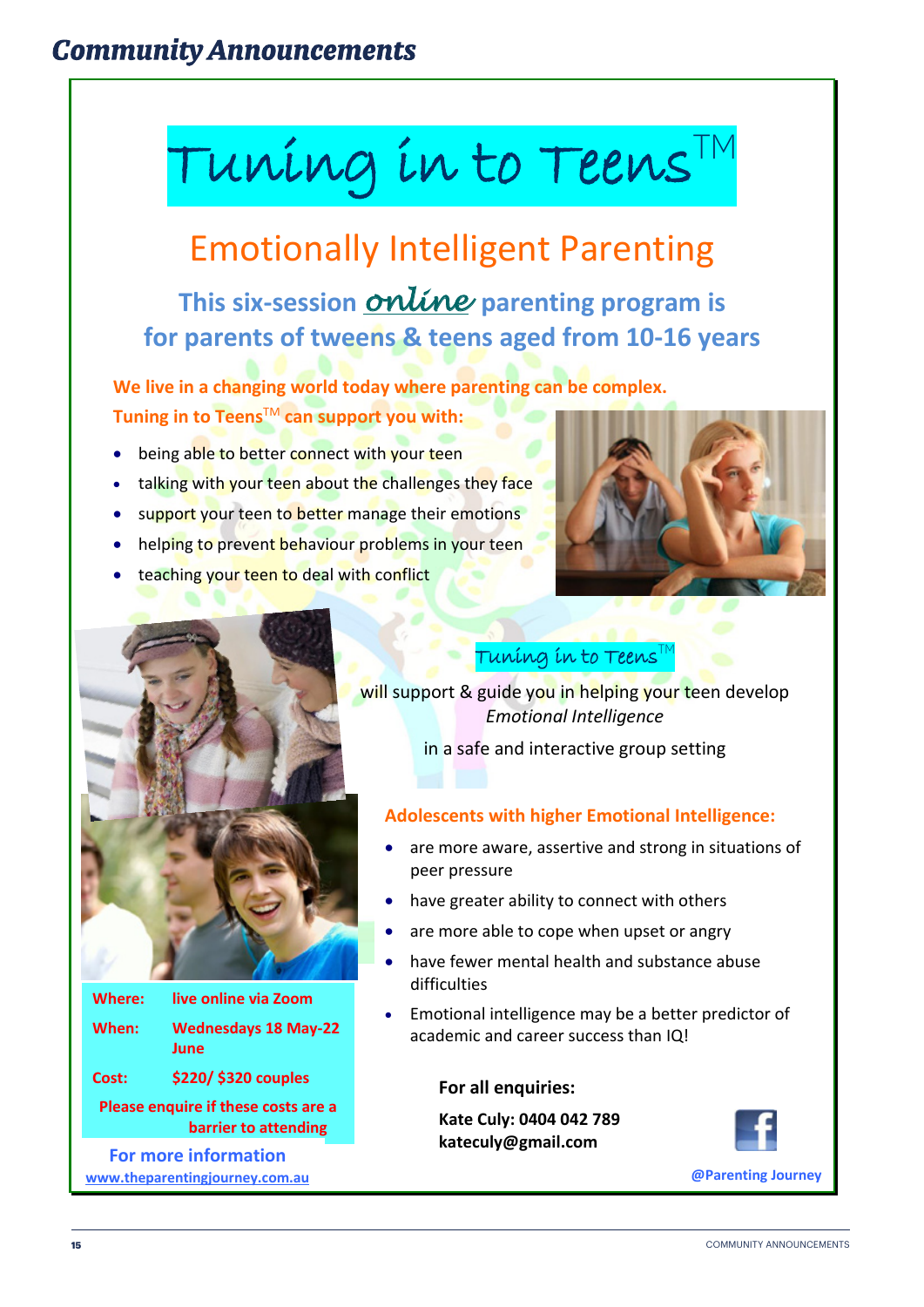# Community Announcements

# Tuning in to Teens™

## Emotionally Intelligent Parenting

### This six-session *online* parenting program is for parents of tweens & teens aged from 10-16 years

**We live in a changing world today where parenting can be complex.**
**Tuning in to Teens™ can support you with:**

- being able to better connect with your teen
- talking with your teen about the challenges they face
- support your teen to better manage their emotions
- helping to prevent behaviour problems in your teen
- teaching your teen to deal with conflict

**Tuning in to Teens™**

will support & guide you in helping your teen develop *Emotional Intelligence*

in a safe and interactive group setting

**Adolescents with higher Emotional Intelligence:**

- are more aware, assertive and strong in situations of peer pressure
- have greater ability to connect with others
- are more able to cope when upset or angry
- have fewer mental health and substance abuse difficulties
- Emotional intelligence may be a better predictor of academic and career success than IQ!

**Where:** live online via Zoom

**When:** Wednesdays 18 May-22 June

**Cost:** $220/ $320 couples

**Please enquire if these costs are a barrier to attending**

**For more information**
www.theparentingjourney.com.au

**For all enquiries:**

**Kate Culy: 0404 042 789**
**kateculy@gmail.com**

@Parenting Journey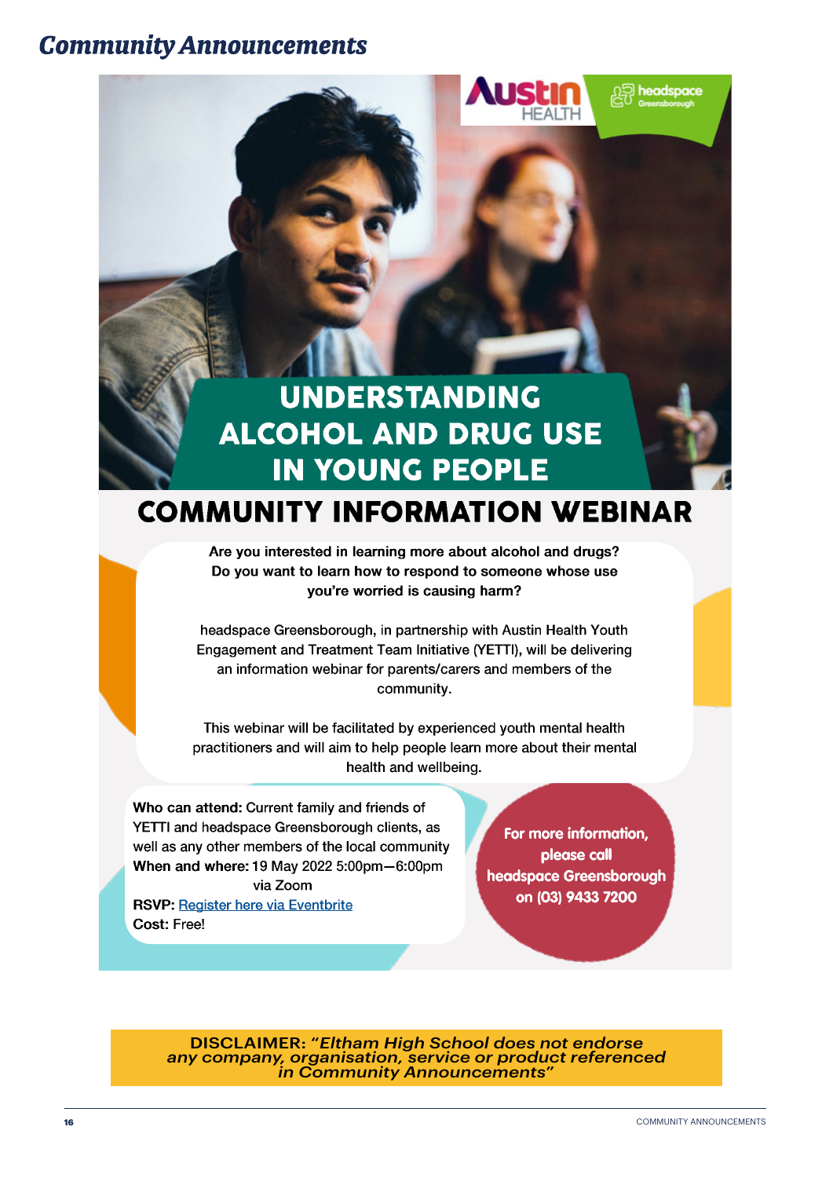# Community Announcements

Austin HEALTH

headspace Greensborough

## UNDERSTANDING ALCOHOL AND DRUG USE IN YOUNG PEOPLE

## COMMUNITY INFORMATION WEBINAR

**Are you interested in learning more about alcohol and drugs? Do you want to learn how to respond to someone whose use you're worried is causing harm?**

headspace Greensborough, in partnership with Austin Health Youth Engagement and Treatment Team Initiative (YETTI), will be delivering an information webinar for parents/carers and members of the community.

This webinar will be facilitated by experienced youth mental health practitioners and will aim to help people learn more about their mental health and wellbeing.

**Who can attend:** Current family and friends of YETTI and headspace Greensborough clients, as well as any other members of the local community
**When and where:** 19 May 2022 5:00pm—6:00pm via Zoom
**RSVP:** Register here via Eventbrite
**Cost:** Free!

**For more information, please call headspace Greensborough on (03) 9433 7200**

**DISCLAIMER:** ***"Eltham High School does not endorse any company, organisation, service or product referenced in Community Announcements"***